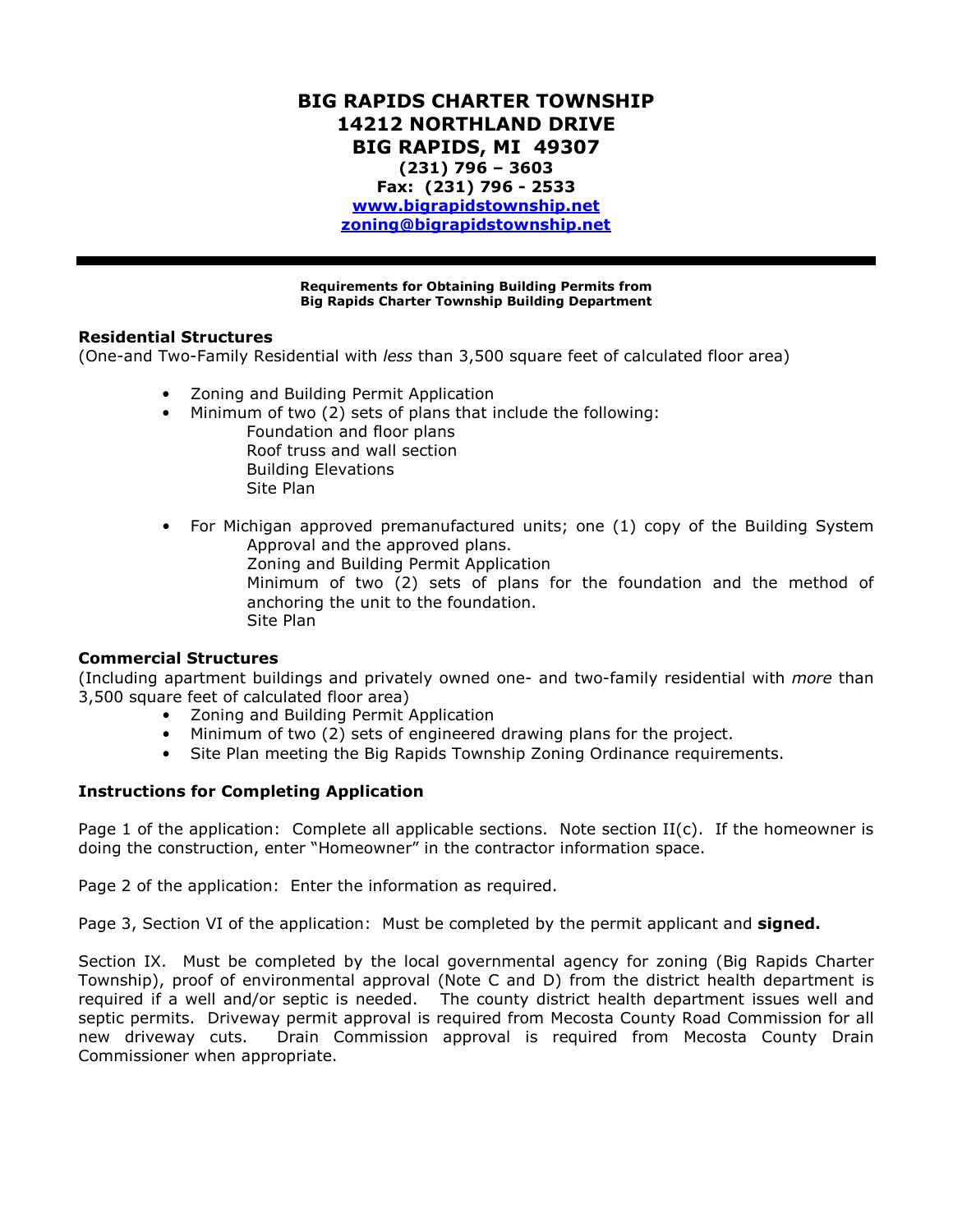# BIG RAPIDS CHARTER TOWNSHIP
## 14212 NORTHLAND DRIVE
## BIG RAPIDS, MI 49307

**(231) 796 – 3603**
**Fax: (231) 796 - 2533**
**[www.bigrapidstownship.net](http://www.bigrapidstownship.net)**
**[zoning@bigrapidstownship.net](mailto:zoning@bigrapidstownship.net)**

---

**Requirements for Obtaining Building Permits from**
**Big Rapids Charter Township Building Department**

### Residential Structures

(One-and Two-Family Residential with *less* than 3,500 square feet of calculated floor area)

- Zoning and Building Permit Application
- Minimum of two (2) sets of plans that include the following:
  - Foundation and floor plans
  - Roof truss and wall section
  - Building Elevations
  - Site Plan
- For Michigan approved premanufactured units; one (1) copy of the Building System Approval and the approved plans.
  - Zoning and Building Permit Application
  - Minimum of two (2) sets of plans for the foundation and the method of anchoring the unit to the foundation.
  - Site Plan

### Commercial Structures

(Including apartment buildings and privately owned one- and two-family residential with *more* than 3,500 square feet of calculated floor area)

- Zoning and Building Permit Application
- Minimum of two (2) sets of engineered drawing plans for the project.
- Site Plan meeting the Big Rapids Township Zoning Ordinance requirements.

### Instructions for Completing Application

Page 1 of the application: Complete all applicable sections. Note section II(c). If the homeowner is doing the construction, enter "Homeowner" in the contractor information space.

Page 2 of the application: Enter the information as required.

Page 3, Section VI of the application: Must be completed by the permit applicant and **signed.**

Section IX. Must be completed by the local governmental agency for zoning (Big Rapids Charter Township), proof of environmental approval (Note C and D) from the district health department is required if a well and/or septic is needed. The county district health department issues well and septic permits. Driveway permit approval is required from Mecosta County Road Commission for all new driveway cuts. Drain Commission approval is required from Mecosta County Drain Commissioner when appropriate.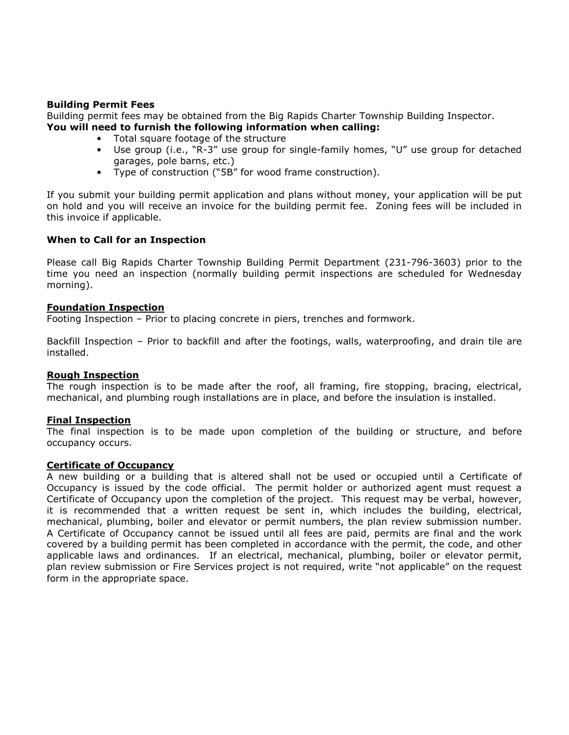**Building Permit Fees**
Building permit fees may be obtained from the Big Rapids Charter Township Building Inspector.
**You will need to furnish the following information when calling:**

- Total square footage of the structure
- Use group (i.e., "R-3" use group for single-family homes, "U" use group for detached garages, pole barns, etc.)
- Type of construction ("5B" for wood frame construction).

If you submit your building permit application and plans without money, your application will be put on hold and you will receive an invoice for the building permit fee. Zoning fees will be included in this invoice if applicable.

**When to Call for an Inspection**

Please call Big Rapids Charter Township Building Permit Department (231-796-3603) prior to the time you need an inspection (normally building permit inspections are scheduled for Wednesday morning).

**Foundation Inspection**
Footing Inspection – Prior to placing concrete in piers, trenches and formwork.

Backfill Inspection – Prior to backfill and after the footings, walls, waterproofing, and drain tile are installed.

**Rough Inspection**
The rough inspection is to be made after the roof, all framing, fire stopping, bracing, electrical, mechanical, and plumbing rough installations are in place, and before the insulation is installed.

**Final Inspection**
The final inspection is to be made upon completion of the building or structure, and before occupancy occurs.

**Certificate of Occupancy**
A new building or a building that is altered shall not be used or occupied until a Certificate of Occupancy is issued by the code official. The permit holder or authorized agent must request a Certificate of Occupancy upon the completion of the project. This request may be verbal, however, it is recommended that a written request be sent in, which includes the building, electrical, mechanical, plumbing, boiler and elevator or permit numbers, the plan review submission number. A Certificate of Occupancy cannot be issued until all fees are paid, permits are final and the work covered by a building permit has been completed in accordance with the permit, the code, and other applicable laws and ordinances. If an electrical, mechanical, plumbing, boiler or elevator permit, plan review submission or Fire Services project is not required, write "not applicable" on the request form in the appropriate space.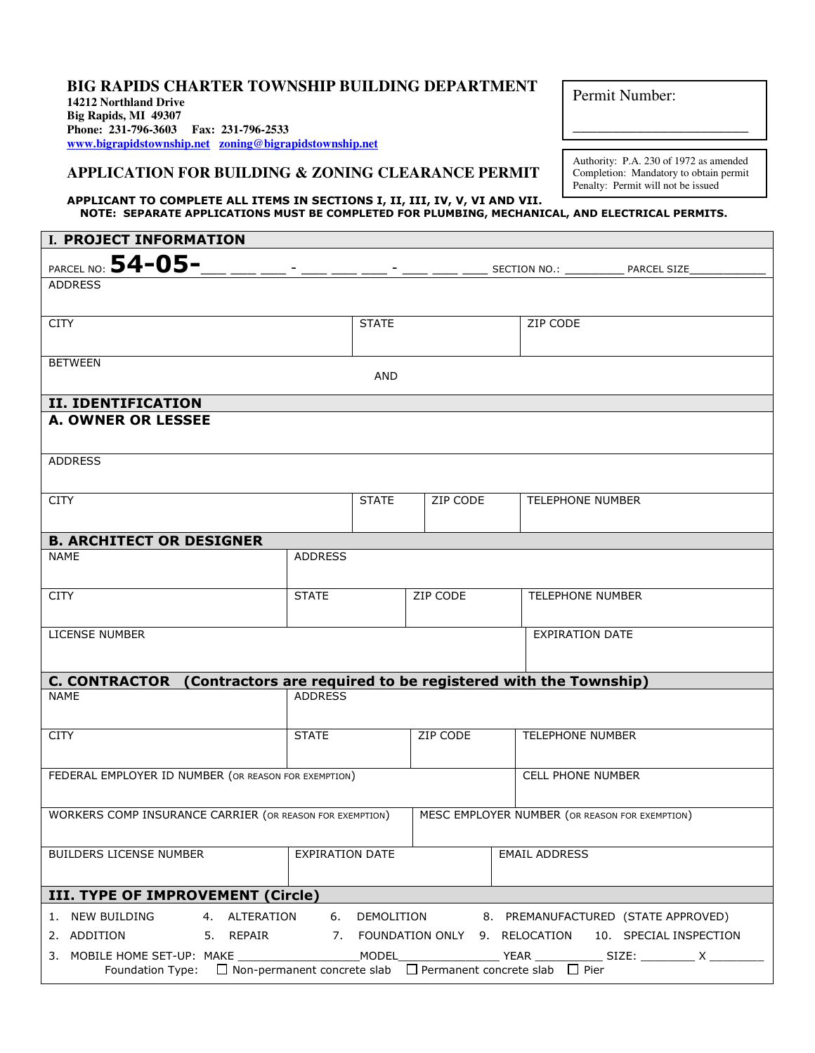**BIG RAPIDS CHARTER TOWNSHIP BUILDING DEPARTMENT**
**14212 Northland Drive**
**Big Rapids, MI 49307**
**Phone: 231-796-3603 Fax: 231-796-2533**
**www.bigrapidstownship.net zoning@bigrapidstownship.net**

Permit Number: ___________________________

## APPLICATION FOR BUILDING & ZONING CLEARANCE PERMIT

Authority: P.A. 230 of 1972 as amended
Completion: Mandatory to obtain permit
Penalty: Permit will not be issued

**APPLICANT TO COMPLETE ALL ITEMS IN SECTIONS I, II, III, IV, V, VI AND VII.**
**NOTE: SEPARATE APPLICATIONS MUST BE COMPLETED FOR PLUMBING, MECHANICAL, AND ELECTRICAL PERMITS.**

| **I. PROJECT INFORMATION** | | |
|---|---|---|
| PARCEL NO: **54-05-**___ ___ ___ - ___ ___ ___ - ___ ___ ___ SECTION NO.: _________ PARCEL SIZE___________ | | |
| ADDRESS | | |
| CITY | STATE | ZIP CODE |
| BETWEEN AND | | |

| **II. IDENTIFICATION** | | | |
|---|---|---|---|
| **A. OWNER OR LESSEE** | | | |
| ADDRESS | | | |
| CITY | STATE | ZIP CODE | TELEPHONE NUMBER |

| **B. ARCHITECT OR DESIGNER** | | | |
|---|---|---|---|
| NAME | ADDRESS | | |
| CITY | STATE | ZIP CODE | TELEPHONE NUMBER |
| LICENSE NUMBER | | | EXPIRATION DATE |

| **C. CONTRACTOR (Contractors are required to be registered with the Township)** | | | |
|---|---|---|---|
| NAME | ADDRESS | | |
| CITY | STATE | ZIP CODE | TELEPHONE NUMBER |
| FEDERAL EMPLOYER ID NUMBER (OR REASON FOR EXEMPTION) | | | CELL PHONE NUMBER |
| WORKERS COMP INSURANCE CARRIER (OR REASON FOR EXEMPTION) | | MESC EMPLOYER NUMBER (OR REASON FOR EXEMPTION) | |
| BUILDERS LICENSE NUMBER | EXPIRATION DATE | EMAIL ADDRESS | |

**III. TYPE OF IMPROVEMENT (Circle)**

1. NEW BUILDING 4. ALTERATION 6. DEMOLITION 8. PREMANUFACTURED (STATE APPROVED)
2. ADDITION 5. REPAIR 7. FOUNDATION ONLY 9. RELOCATION 10. SPECIAL INSPECTION
3. MOBILE HOME SET-UP: MAKE _________________MODEL_______________ YEAR __________ SIZE: ________ X ________

Foundation Type: ☐ Non-permanent concrete slab ☐ Permanent concrete slab ☐ Pier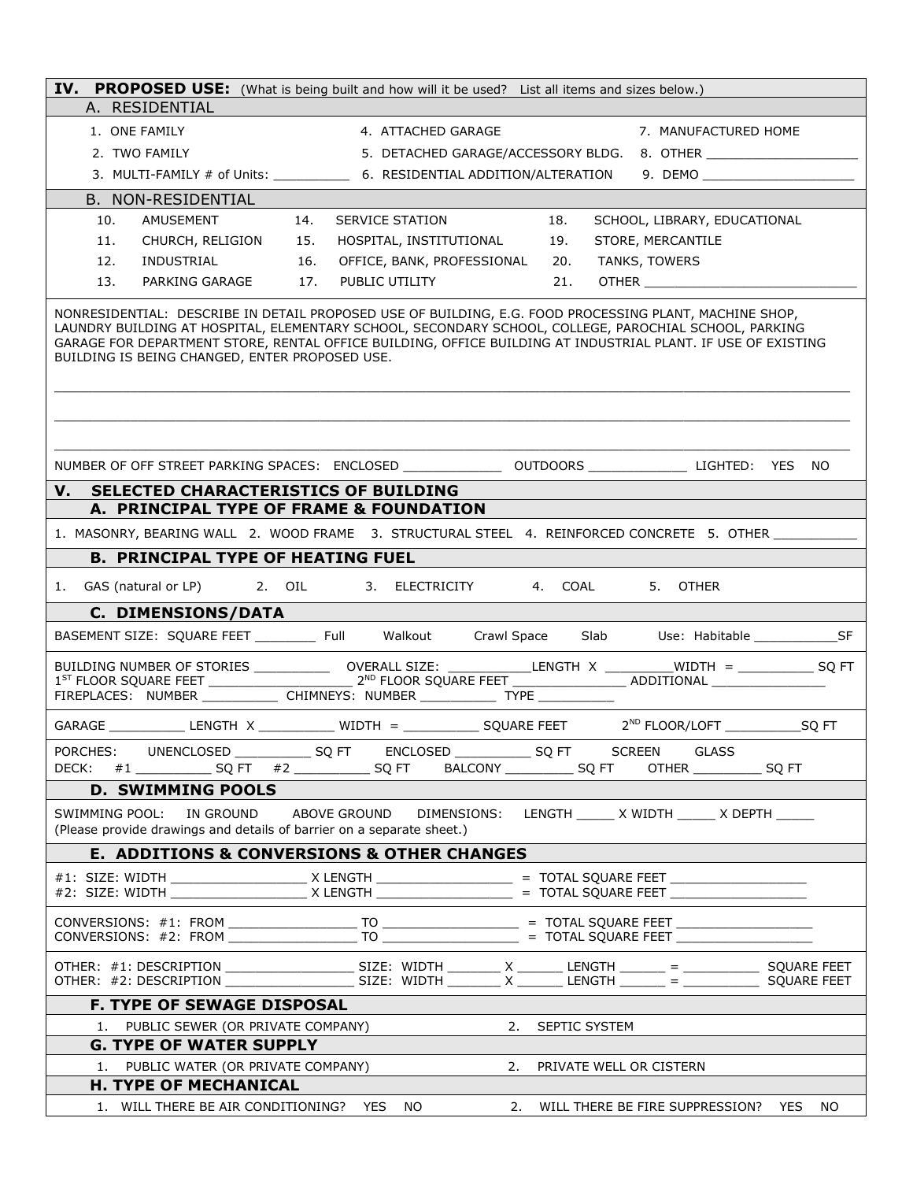## IV. PROPOSED USE: (What is being built and how will it be used? List all items and sizes below.)

### A. RESIDENTIAL

| | | |
|---|---|---|
| 1. ONE FAMILY | 4. ATTACHED GARAGE | 7. MANUFACTURED HOME |
| 2. TWO FAMILY | 5. DETACHED GARAGE/ACCESSORY BLDG. | 8. OTHER ____________________ |
| 3. MULTI-FAMILY # of Units: __________ | 6. RESIDENTIAL ADDITION/ALTERATION | 9. DEMO ____________________ |

### B. NON-RESIDENTIAL

| | | |
|---|---|---|
| 10. AMUSEMENT | 14. SERVICE STATION | 18. SCHOOL, LIBRARY, EDUCATIONAL |
| 11. CHURCH, RELIGION | 15. HOSPITAL, INSTITUTIONAL | 19. STORE, MERCANTILE |
| 12. INDUSTRIAL | 16. OFFICE, BANK, PROFESSIONAL | 20. TANKS, TOWERS |
| 13. PARKING GARAGE | 17. PUBLIC UTILITY | 21. OTHER ____________________________ |

NONRESIDENTIAL: DESCRIBE IN DETAIL PROPOSED USE OF BUILDING, E.G. FOOD PROCESSING PLANT, MACHINE SHOP, LAUNDRY BUILDING AT HOSPITAL, ELEMENTARY SCHOOL, SECONDARY SCHOOL, COLLEGE, PAROCHIAL SCHOOL, PARKING GARAGE FOR DEPARTMENT STORE, RENTAL OFFICE BUILDING, OFFICE BUILDING AT INDUSTRIAL PLANT. IF USE OF EXISTING BUILDING IS BEING CHANGED, ENTER PROPOSED USE.

______________________________________________________________________________________________

______________________________________________________________________________________________

______________________________________________________________________________________________

NUMBER OF OFF STREET PARKING SPACES: ENCLOSED _____________ OUTDOORS _____________ LIGHTED: YES NO

## V. SELECTED CHARACTERISTICS OF BUILDING

### A. PRINCIPAL TYPE OF FRAME & FOUNDATION

1. MASONRY, BEARING WALL 2. WOOD FRAME 3. STRUCTURAL STEEL 4. REINFORCED CONCRETE 5. OTHER ___________

### B. PRINCIPAL TYPE OF HEATING FUEL

1. GAS (natural or LP) 2. OIL 3. ELECTRICITY 4. COAL 5. OTHER

### C. DIMENSIONS/DATA

BASEMENT SIZE: SQUARE FEET ________ Full Walkout Crawl Space Slab Use: Habitable ___________SF

BUILDING NUMBER OF STORIES __________ OVERALL SIZE: ___________LENGTH X _________WIDTH = __________ SQ FT
1ST FLOOR SQUARE FEET __________________ 2ND FLOOR SQUARE FEET ________________ ADDITIONAL _______________
FIREPLACES: NUMBER __________ CHIMNEYS: NUMBER __________ TYPE __________

GARAGE __________ LENGTH X __________ WIDTH = __________ SQUARE FEET 2ND FLOOR/LOFT __________SQ FT

PORCHES: UNENCLOSED __________ SQ FT ENCLOSED __________ SQ FT SCREEN GLASS
DECK: #1 __________ SQ FT #2 __________ SQ FT BALCONY _________ SQ FT OTHER _________ SQ FT

### D. SWIMMING POOLS

SWIMMING POOL: IN GROUND ABOVE GROUND DIMENSIONS: LENGTH _____ X WIDTH _____ X DEPTH _____
(Please provide drawings and details of barrier on a separate sheet.)

### E. ADDITIONS & CONVERSIONS & OTHER CHANGES

#1: SIZE: WIDTH _________________ X LENGTH _________________ = TOTAL SQUARE FEET __________________
#2: SIZE: WIDTH _________________ X LENGTH _________________ = TOTAL SQUARE FEET __________________

CONVERSIONS: #1: FROM ________________ TO _________________ = TOTAL SQUARE FEET __________________
CONVERSIONS: #2: FROM ________________ TO _________________ = TOTAL SQUARE FEET __________________

OTHER: #1: DESCRIPTION _________________ SIZE: WIDTH _______ X ______ LENGTH ______ = __________ SQUARE FEET
OTHER: #2: DESCRIPTION _________________ SIZE: WIDTH _______ X ______ LENGTH ______ = __________ SQUARE FEET

### F. TYPE OF SEWAGE DISPOSAL

1. PUBLIC SEWER (OR PRIVATE COMPANY) 2. SEPTIC SYSTEM

### G. TYPE OF WATER SUPPLY

1. PUBLIC WATER (OR PRIVATE COMPANY) 2. PRIVATE WELL OR CISTERN

### H. TYPE OF MECHANICAL

1. WILL THERE BE AIR CONDITIONING? YES NO 2. WILL THERE BE FIRE SUPPRESSION? YES NO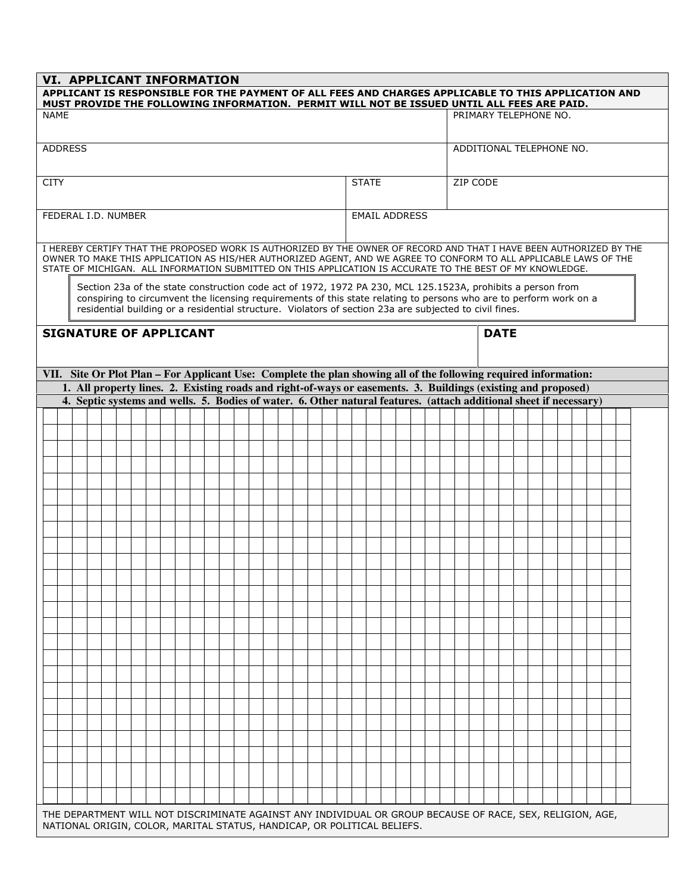## VI. APPLICANT INFORMATION

**APPLICANT IS RESPONSIBLE FOR THE PAYMENT OF ALL FEES AND CHARGES APPLICABLE TO THIS APPLICATION AND MUST PROVIDE THE FOLLOWING INFORMATION. PERMIT WILL NOT BE ISSUED UNTIL ALL FEES ARE PAID.**

| NAME | | PRIMARY TELEPHONE NO. |
|---|---|---|
| ADDRESS | | ADDITIONAL TELEPHONE NO. |
| CITY | STATE | ZIP CODE |
| FEDERAL I.D. NUMBER | EMAIL ADDRESS | |

I HEREBY CERTIFY THAT THE PROPOSED WORK IS AUTHORIZED BY THE OWNER OF RECORD AND THAT I HAVE BEEN AUTHORIZED BY THE OWNER TO MAKE THIS APPLICATION AS HIS/HER AUTHORIZED AGENT, AND WE AGREE TO CONFORM TO ALL APPLICABLE LAWS OF THE STATE OF MICHIGAN. ALL INFORMATION SUBMITTED ON THIS APPLICATION IS ACCURATE TO THE BEST OF MY KNOWLEDGE.

> Section 23a of the state construction code act of 1972, 1972 PA 230, MCL 125.1523A, prohibits a person from conspiring to circumvent the licensing requirements of this state relating to persons who are to perform work on a residential building or a residential structure. Violators of section 23a are subjected to civil fines.

| **SIGNATURE OF APPLICANT** | **DATE** |
|---|---|
| | |

## VII. Site Or Plot Plan – For Applicant Use: Complete the plan showing all of the following required information:

**1. All property lines. 2. Existing roads and right-of-ways or easements. 3. Buildings (existing and proposed)**
**4. Septic systems and wells. 5. Bodies of water. 6. Other natural features. (attach additional sheet if necessary)**

THE DEPARTMENT WILL NOT DISCRIMINATE AGAINST ANY INDIVIDUAL OR GROUP BECAUSE OF RACE, SEX, RELIGION, AGE, NATIONAL ORIGIN, COLOR, MARITAL STATUS, HANDICAP, OR POLITICAL BELIEFS.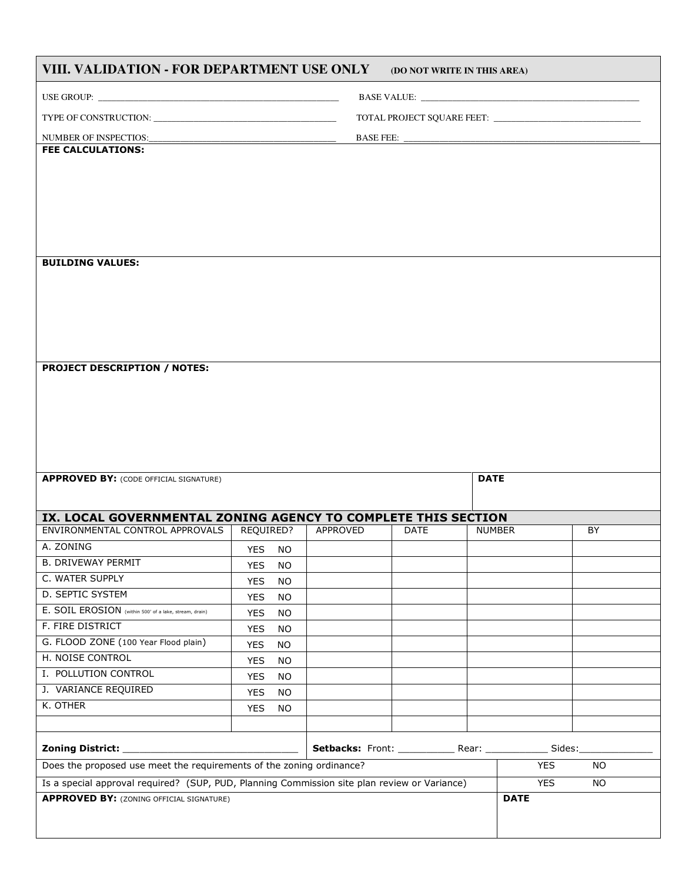## VIII. VALIDATION - FOR DEPARTMENT USE ONLY (DO NOT WRITE IN THIS AREA)

USE GROUP: ______________________________ BASE VALUE: ______________________________

TYPE OF CONSTRUCTION: ______________________________ TOTAL PROJECT SQUARE FEET: ______________________________

NUMBER OF INSPECTIOS: ______________________________ BASE FEE: ______________________________

**FEE CALCULATIONS:**

**BUILDING VALUES:**

**PROJECT DESCRIPTION / NOTES:**

**APPROVED BY:** (CODE OFFICIAL SIGNATURE) **DATE**

## IX. LOCAL GOVERNMENTAL ZONING AGENCY TO COMPLETE THIS SECTION

| ENVIRONMENTAL CONTROL APPROVALS | REQUIRED? | APPROVED | DATE | NUMBER | BY |
|---|---|---|---|---|---|
| A. ZONING | YES NO | | | | |
| B. DRIVEWAY PERMIT | YES NO | | | | |
| C. WATER SUPPLY | YES NO | | | | |
| D. SEPTIC SYSTEM | YES NO | | | | |
| E. SOIL EROSION (within 500' of a lake, stream, drain) | YES NO | | | | |
| F. FIRE DISTRICT | YES NO | | | | |
| G. FLOOD ZONE (100 Year Flood plain) | YES NO | | | | |
| H. NOISE CONTROL | YES NO | | | | |
| I. POLLUTION CONTROL | YES NO | | | | |
| J. VARIANCE REQUIRED | YES NO | | | | |
| K. OTHER | YES NO | | | | |
| | | | | | |

**Zoning District:** ______________________________ **Setbacks:** Front: __________ Rear: ___________ Sides: _____________

| | | |
|---|---|---|
| Does the proposed use meet the requirements of the zoning ordinance? | YES | NO |
| Is a special approval required? (SUP, PUD, Planning Commission site plan review or Variance) | YES | NO |

**APPROVED BY:** (ZONING OFFICIAL SIGNATURE) **DATE**